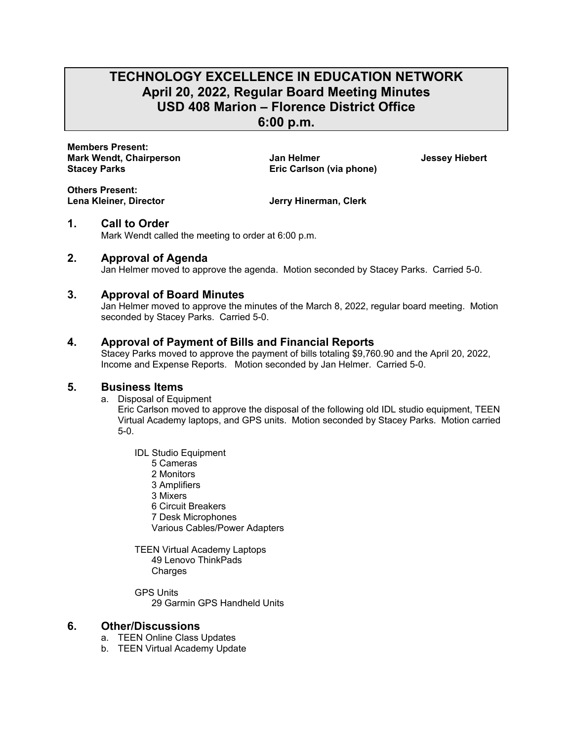# TECHNOLOGY EXCELLENCE IN EDUCATION NETWORK
# April 20, 2022, Regular Board Meeting Minutes
# USD 408 Marion – Florence District Office
# 6:00 p.m.

**Members Present:**
**Mark Wendt, Chairperson**
**Stacey Parks**
**Jan Helmer**
**Eric Carlson (via phone)**
**Jessey Hiebert**

**Others Present:**
**Lena Kleiner, Director**
**Jerry Hinerman, Clerk**

## 1. Call to Order

Mark Wendt called the meeting to order at 6:00 p.m.

## 2. Approval of Agenda

Jan Helmer moved to approve the agenda. Motion seconded by Stacey Parks. Carried 5-0.

## 3. Approval of Board Minutes

Jan Helmer moved to approve the minutes of the March 8, 2022, regular board meeting. Motion seconded by Stacey Parks. Carried 5-0.

## 4. Approval of Payment of Bills and Financial Reports

Stacey Parks moved to approve the payment of bills totaling $9,760.90 and the April 20, 2022, Income and Expense Reports. Motion seconded by Jan Helmer. Carried 5-0.

## 5. Business Items

a. Disposal of Equipment
   Eric Carlson moved to approve the disposal of the following old IDL studio equipment, TEEN Virtual Academy laptops, and GPS units. Motion seconded by Stacey Parks. Motion carried 5-0.

   IDL Studio Equipment
   - 5 Cameras
   - 2 Monitors
   - 3 Amplifiers
   - 3 Mixers
   - 6 Circuit Breakers
   - 7 Desk Microphones
   - Various Cables/Power Adapters

   TEEN Virtual Academy Laptops
   - 49 Lenovo ThinkPads
   - Charges

   GPS Units
   - 29 Garmin GPS Handheld Units

## 6. Other/Discussions

a. TEEN Online Class Updates
b. TEEN Virtual Academy Update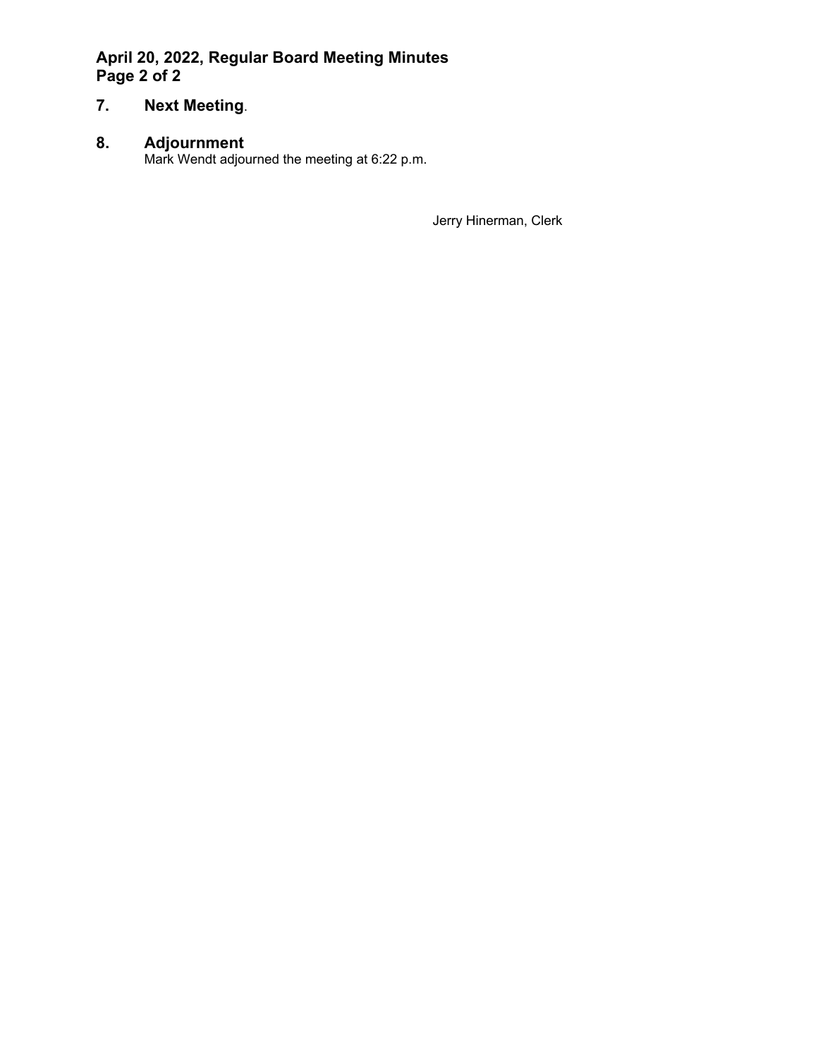**7. Next Meeting**.

**8. Adjournment**

Mark Wendt adjourned the meeting at 6:22 p.m.

Jerry Hinerman, Clerk